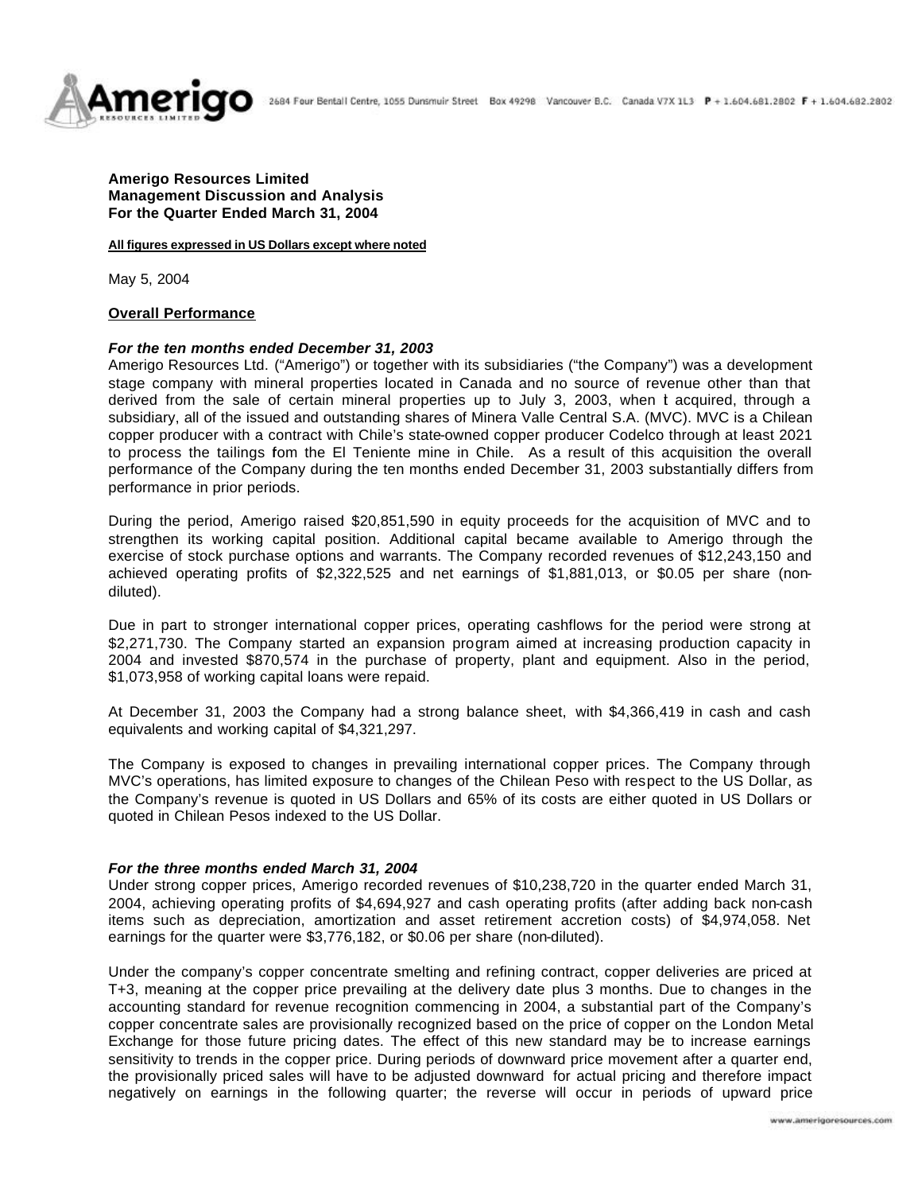**Amerigo Resources Limited**
**Management Discussion and Analysis**
**For the Quarter Ended March 31, 2004**

**All figures expressed in US Dollars except where noted**

May 5, 2004

## Overall Performance

### *For the ten months ended December 31, 2003*

Amerigo Resources Ltd. ("Amerigo") or together with its subsidiaries ("the Company") was a development stage company with mineral properties located in Canada and no source of revenue other than that derived from the sale of certain mineral properties up to July 3, 2003, when it acquired, through a subsidiary, all of the issued and outstanding shares of Minera Valle Central S.A. (MVC). MVC is a Chilean copper producer with a contract with Chile's state-owned copper producer Codelco through at least 2021 to process the tailings fom the El Teniente mine in Chile. As a result of this acquisition the overall performance of the Company during the ten months ended December 31, 2003 substantially differs from performance in prior periods.

During the period, Amerigo raised $20,851,590 in equity proceeds for the acquisition of MVC and to strengthen its working capital position. Additional capital became available to Amerigo through the exercise of stock purchase options and warrants. The Company recorded revenues of $12,243,150 and achieved operating profits of $2,322,525 and net earnings of $1,881,013, or $0.05 per share (non-diluted).

Due in part to stronger international copper prices, operating cashflows for the period were strong at $2,271,730. The Company started an expansion program aimed at increasing production capacity in 2004 and invested $870,574 in the purchase of property, plant and equipment. Also in the period, $1,073,958 of working capital loans were repaid.

At December 31, 2003 the Company had a strong balance sheet, with $4,366,419 in cash and cash equivalents and working capital of $4,321,297.

The Company is exposed to changes in prevailing international copper prices. The Company through MVC's operations, has limited exposure to changes of the Chilean Peso with respect to the US Dollar, as the Company's revenue is quoted in US Dollars and 65% of its costs are either quoted in US Dollars or quoted in Chilean Pesos indexed to the US Dollar.

### *For the three months ended March 31, 2004*

Under strong copper prices, Amerigo recorded revenues of $10,238,720 in the quarter ended March 31, 2004, achieving operating profits of $4,694,927 and cash operating profits (after adding back non-cash items such as depreciation, amortization and asset retirement accretion costs) of $4,974,058. Net earnings for the quarter were $3,776,182, or $0.06 per share (non-diluted).

Under the company's copper concentrate smelting and refining contract, copper deliveries are priced at T+3, meaning at the copper price prevailing at the delivery date plus 3 months. Due to changes in the accounting standard for revenue recognition commencing in 2004, a substantial part of the Company's copper concentrate sales are provisionally recognized based on the price of copper on the London Metal Exchange for those future pricing dates. The effect of this new standard may be to increase earnings sensitivity to trends in the copper price. During periods of downward price movement after a quarter end, the provisionally priced sales will have to be adjusted downward for actual pricing and therefore impact negatively on earnings in the following quarter; the reverse will occur in periods of upward price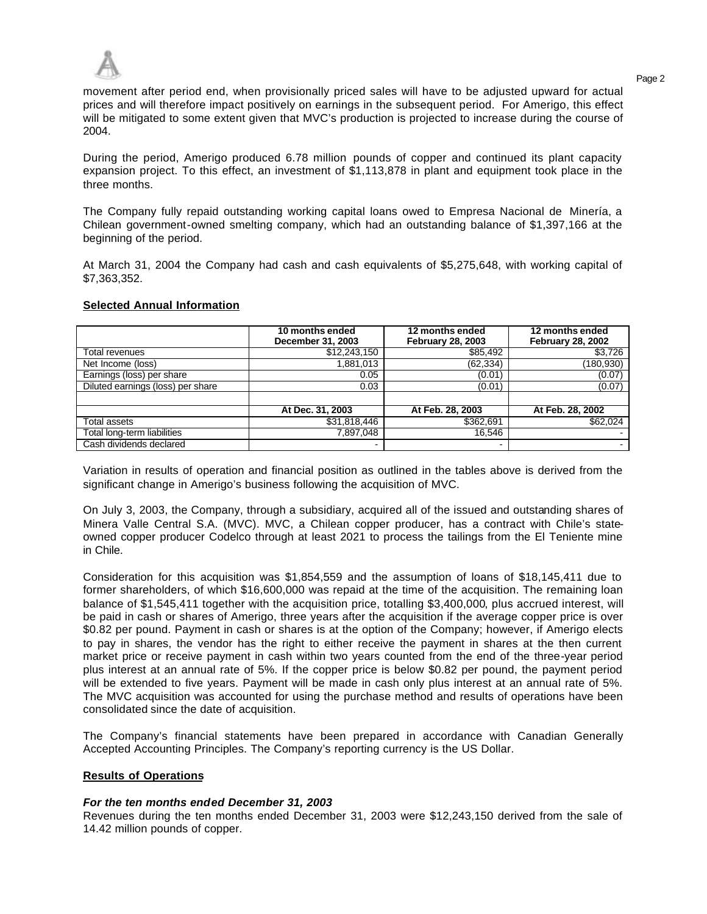movement after period end, when provisionally priced sales will have to be adjusted upward for actual prices and will therefore impact positively on earnings in the subsequent period. For Amerigo, this effect will be mitigated to some extent given that MVC's production is projected to increase during the course of 2004.

During the period, Amerigo produced 6.78 million pounds of copper and continued its plant capacity expansion project. To this effect, an investment of $1,113,878 in plant and equipment took place in the three months.

The Company fully repaid outstanding working capital loans owed to Empresa Nacional de Minería, a Chilean government-owned smelting company, which had an outstanding balance of $1,397,166 at the beginning of the period.

At March 31, 2004 the Company had cash and cash equivalents of $5,275,648, with working capital of $7,363,352.

**Selected Annual Information**

| | 10 months ended December 31, 2003 | 12 months ended February 28, 2003 | 12 months ended February 28, 2002 |
|---|---|---|---|
| Total revenues | $12,243,150 | $85,492 | $3,726 |
| Net Income (loss) | 1,881,013 | (62,334) | (180,930) |
| Earnings (loss) per share | 0.05 | (0.01) | (0.07) |
| Diluted earnings (loss) per share | 0.03 | (0.01) | (0.07) |
| | | | |
| | **At Dec. 31, 2003** | **At Feb. 28, 2003** | **At Feb. 28, 2002** |
| Total assets | $31,818,446 | $362,691 | $62,024 |
| Total long-term liabilities | 7,897,048 | 16,546 | - |
| Cash dividends declared | - | - | - |

Variation in results of operation and financial position as outlined in the tables above is derived from the significant change in Amerigo's business following the acquisition of MVC.

On July 3, 2003, the Company, through a subsidiary, acquired all of the issued and outstanding shares of Minera Valle Central S.A. (MVC). MVC, a Chilean copper producer, has a contract with Chile's state-owned copper producer Codelco through at least 2021 to process the tailings from the El Teniente mine in Chile.

Consideration for this acquisition was $1,854,559 and the assumption of loans of $18,145,411 due to former shareholders, of which $16,600,000 was repaid at the time of the acquisition. The remaining loan balance of $1,545,411 together with the acquisition price, totalling $3,400,000, plus accrued interest, will be paid in cash or shares of Amerigo, three years after the acquisition if the average copper price is over $0.82 per pound. Payment in cash or shares is at the option of the Company; however, if Amerigo elects to pay in shares, the vendor has the right to either receive the payment in shares at the then current market price or receive payment in cash within two years counted from the end of the three-year period plus interest at an annual rate of 5%. If the copper price is below $0.82 per pound, the payment period will be extended to five years. Payment will be made in cash only plus interest at an annual rate of 5%. The MVC acquisition was accounted for using the purchase method and results of operations have been consolidated since the date of acquisition.

The Company's financial statements have been prepared in accordance with Canadian Generally Accepted Accounting Principles. The Company's reporting currency is the US Dollar.

**Results of Operations**

***For the ten months ended December 31, 2003***

Revenues during the ten months ended December 31, 2003 were $12,243,150 derived from the sale of 14.42 million pounds of copper.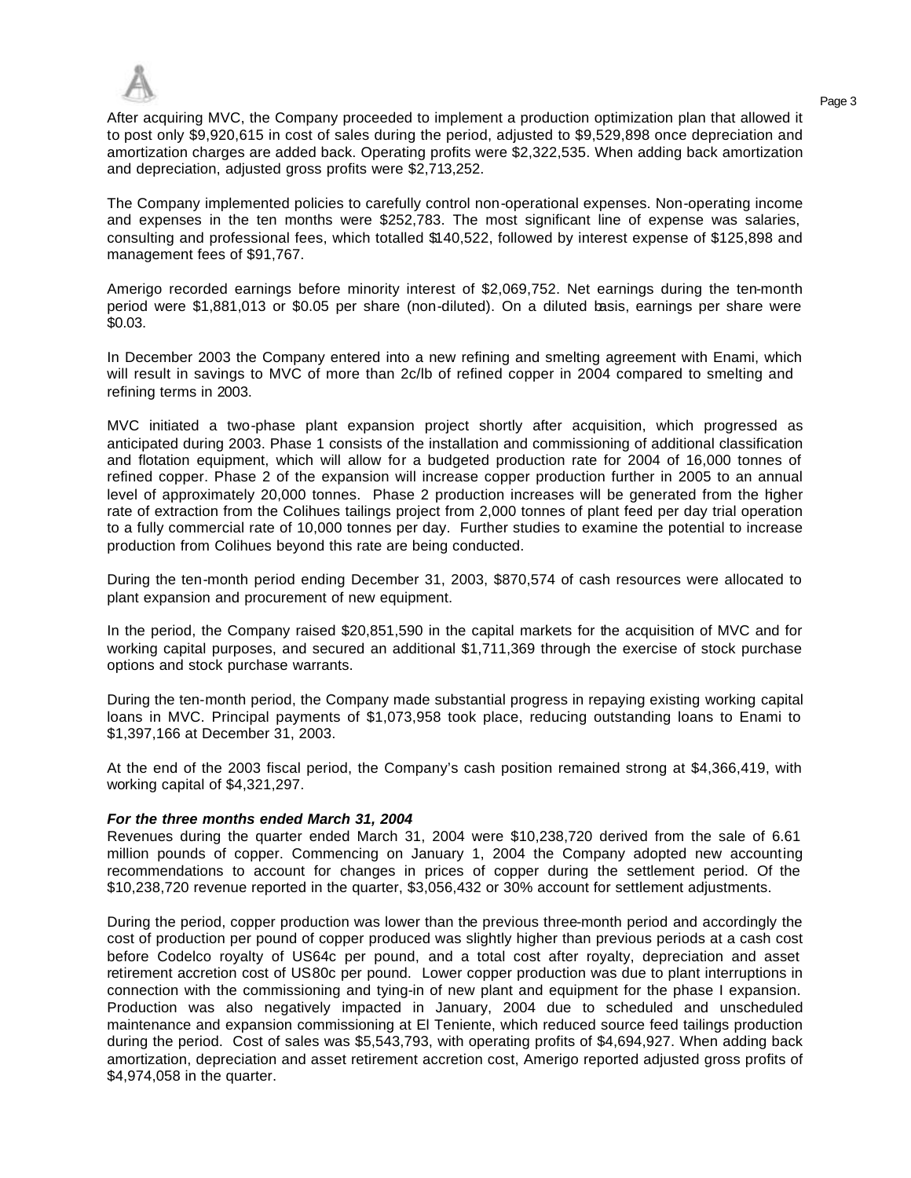After acquiring MVC, the Company proceeded to implement a production optimization plan that allowed it to post only $9,920,615 in cost of sales during the period, adjusted to $9,529,898 once depreciation and amortization charges are added back. Operating profits were $2,322,535. When adding back amortization and depreciation, adjusted gross profits were $2,713,252.

The Company implemented policies to carefully control non-operational expenses. Non-operating income and expenses in the ten months were $252,783. The most significant line of expense was salaries, consulting and professional fees, which totalled $140,522, followed by interest expense of $125,898 and management fees of $91,767.

Amerigo recorded earnings before minority interest of $2,069,752. Net earnings during the ten-month period were $1,881,013 or $0.05 per share (non-diluted). On a diluted basis, earnings per share were $0.03.

In December 2003 the Company entered into a new refining and smelting agreement with Enami, which will result in savings to MVC of more than 2c/lb of refined copper in 2004 compared to smelting and refining terms in 2003.

MVC initiated a two-phase plant expansion project shortly after acquisition, which progressed as anticipated during 2003. Phase 1 consists of the installation and commissioning of additional classification and flotation equipment, which will allow for a budgeted production rate for 2004 of 16,000 tonnes of refined copper. Phase 2 of the expansion will increase copper production further in 2005 to an annual level of approximately 20,000 tonnes. Phase 2 production increases will be generated from the higher rate of extraction from the Colihues tailings project from 2,000 tonnes of plant feed per day trial operation to a fully commercial rate of 10,000 tonnes per day. Further studies to examine the potential to increase production from Colihues beyond this rate are being conducted.

During the ten-month period ending December 31, 2003, $870,574 of cash resources were allocated to plant expansion and procurement of new equipment.

In the period, the Company raised $20,851,590 in the capital markets for the acquisition of MVC and for working capital purposes, and secured an additional $1,711,369 through the exercise of stock purchase options and stock purchase warrants.

During the ten-month period, the Company made substantial progress in repaying existing working capital loans in MVC. Principal payments of $1,073,958 took place, reducing outstanding loans to Enami to $1,397,166 at December 31, 2003.

At the end of the 2003 fiscal period, the Company's cash position remained strong at $4,366,419, with working capital of $4,321,297.

***For the three months ended March 31, 2004***

Revenues during the quarter ended March 31, 2004 were $10,238,720 derived from the sale of 6.61 million pounds of copper. Commencing on January 1, 2004 the Company adopted new accounting recommendations to account for changes in prices of copper during the settlement period. Of the $10,238,720 revenue reported in the quarter, $3,056,432 or 30% account for settlement adjustments.

During the period, copper production was lower than the previous three-month period and accordingly the cost of production per pound of copper produced was slightly higher than previous periods at a cash cost before Codelco royalty of US64c per pound, and a total cost after royalty, depreciation and asset retirement accretion cost of US80c per pound. Lower copper production was due to plant interruptions in connection with the commissioning and tying-in of new plant and equipment for the phase I expansion. Production was also negatively impacted in January, 2004 due to scheduled and unscheduled maintenance and expansion commissioning at El Teniente, which reduced source feed tailings production during the period. Cost of sales was $5,543,793, with operating profits of $4,694,927. When adding back amortization, depreciation and asset retirement accretion cost, Amerigo reported adjusted gross profits of $4,974,058 in the quarter.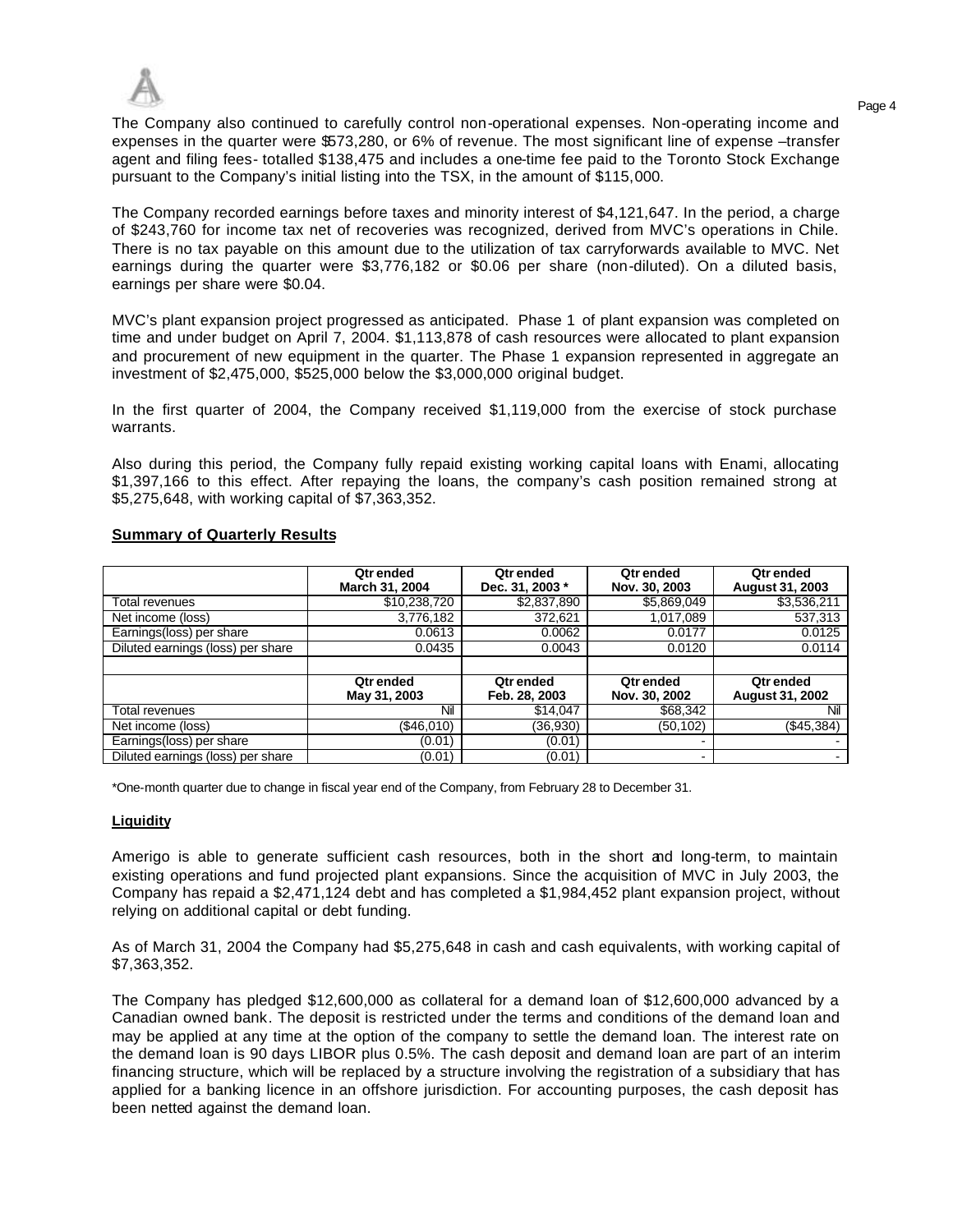The Company also continued to carefully control non-operational expenses. Non-operating income and expenses in the quarter were $573,280, or 6% of revenue. The most significant line of expense –transfer agent and filing fees- totalled $138,475 and includes a one-time fee paid to the Toronto Stock Exchange pursuant to the Company's initial listing into the TSX, in the amount of $115,000.

The Company recorded earnings before taxes and minority interest of $4,121,647. In the period, a charge of $243,760 for income tax net of recoveries was recognized, derived from MVC's operations in Chile. There is no tax payable on this amount due to the utilization of tax carryforwards available to MVC. Net earnings during the quarter were $3,776,182 or $0.06 per share (non-diluted). On a diluted basis, earnings per share were $0.04.

MVC's plant expansion project progressed as anticipated. Phase 1 of plant expansion was completed on time and under budget on April 7, 2004. $1,113,878 of cash resources were allocated to plant expansion and procurement of new equipment in the quarter. The Phase 1 expansion represented in aggregate an investment of $2,475,000, $525,000 below the $3,000,000 original budget.

In the first quarter of 2004, the Company received $1,119,000 from the exercise of stock purchase warrants.

Also during this period, the Company fully repaid existing working capital loans with Enami, allocating $1,397,166 to this effect. After repaying the loans, the company's cash position remained strong at $5,275,648, with working capital of $7,363,352.

**Summary of Quarterly Results**

| | Qtr ended March 31, 2004 | Qtr ended Dec. 31, 2003 * | Qtr ended Nov. 30, 2003 | Qtr ended August 31, 2003 |
|---|---|---|---|---|
| Total revenues | $10,238,720 | $2,837,890 | $5,869,049 | $3,536,211 |
| Net income (loss) | 3,776,182 | 372,621 | 1,017,089 | 537,313 |
| Earnings(loss) per share | 0.0613 | 0.0062 | 0.0177 | 0.0125 |
| Diluted earnings (loss) per share | 0.0435 | 0.0043 | 0.0120 | 0.0114 |
| | | | | |
| | **Qtr ended May 31, 2003** | **Qtr ended Feb. 28, 2003** | **Qtr ended Nov. 30, 2002** | **Qtr ended August 31, 2002** |
| Total revenues | Nil | $14,047 | $68,342 | Nil |
| Net income (loss) | ($46,010) | (36,930) | (50,102) | ($45,384) |
| Earnings(loss) per share | (0.01) | (0.01) | - | - |
| Diluted earnings (loss) per share | (0.01) | (0.01) | - | - |

*One-month quarter due to change in fiscal year end of the Company, from February 28 to December 31.

**Liquidity**

Amerigo is able to generate sufficient cash resources, both in the short and long-term, to maintain existing operations and fund projected plant expansions. Since the acquisition of MVC in July 2003, the Company has repaid a $2,471,124 debt and has completed a $1,984,452 plant expansion project, without relying on additional capital or debt funding.

As of March 31, 2004 the Company had $5,275,648 in cash and cash equivalents, with working capital of $7,363,352.

The Company has pledged $12,600,000 as collateral for a demand loan of $12,600,000 advanced by a Canadian owned bank. The deposit is restricted under the terms and conditions of the demand loan and may be applied at any time at the option of the company to settle the demand loan. The interest rate on the demand loan is 90 days LIBOR plus 0.5%. The cash deposit and demand loan are part of an interim financing structure, which will be replaced by a structure involving the registration of a subsidiary that has applied for a banking licence in an offshore jurisdiction. For accounting purposes, the cash deposit has been netted against the demand loan.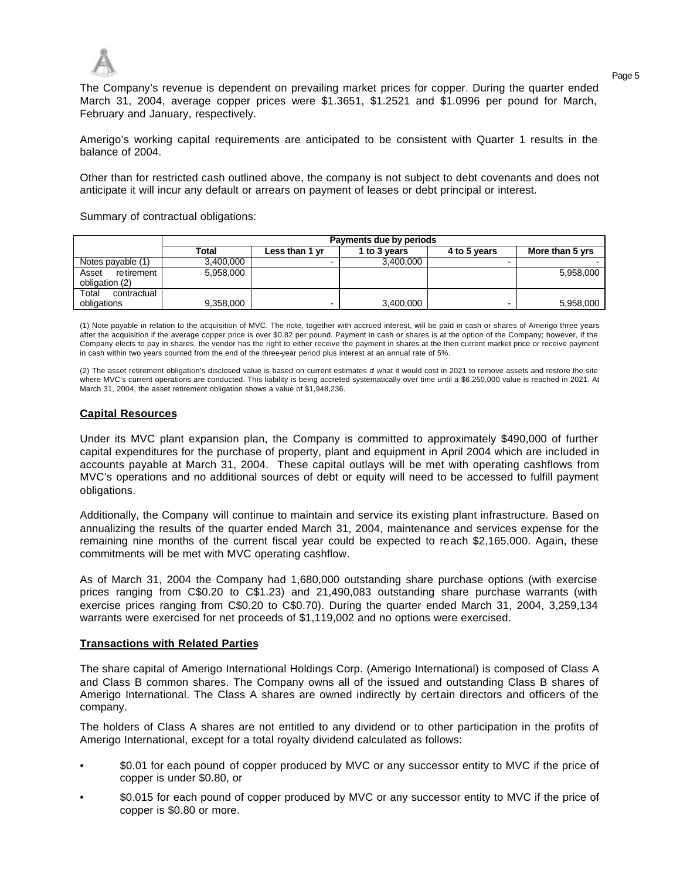The Company's revenue is dependent on prevailing market prices for copper. During the quarter ended March 31, 2004, average copper prices were $1.3651, $1.2521 and $1.0996 per pound for March, February and January, respectively.

Amerigo's working capital requirements are anticipated to be consistent with Quarter 1 results in the balance of 2004.

Other than for restricted cash outlined above, the company is not subject to debt covenants and does not anticipate it will incur any default or arrears on payment of leases or debt principal or interest.

Summary of contractual obligations:

| | Payments due by periods | | | | |
|---|---|---|---|---|---|
| | Total | Less than 1 yr | 1 to 3 years | 4 to 5 years | More than 5 yrs |
| Notes payable (1) | 3,400,000 | - | 3,400,000 | - | - |
| Asset retirement obligation (2) | 5,958,000 | | | | 5,958,000 |
| Total contractual obligations | 9,358,000 | - | 3,400,000 | - | 5,958,000 |

(1) Note payable in relation to the acquisition of MVC. The note, together with accrued interest, will be paid in cash or shares of Amerigo three years after the acquisition if the average copper price is over $0.82 per pound. Payment in cash or shares is at the option of the Company; however, if the Company elects to pay in shares, the vendor has the right to either receive the payment in shares at the then current market price or receive payment in cash within two years counted from the end of the three-year period plus interest at an annual rate of 5%.

(2) The asset retirement obligation's disclosed value is based on current estimates of what it would cost in 2021 to remove assets and restore the site where MVC's current operations are conducted. This liability is being accreted systematically over time until a $6,250,000 value is reached in 2021. At March 31, 2004, the asset retirement obligation shows a value of $1,948,236.

## Capital Resources

Under its MVC plant expansion plan, the Company is committed to approximately $490,000 of further capital expenditures for the purchase of property, plant and equipment in April 2004 which are included in accounts payable at March 31, 2004. These capital outlays will be met with operating cashflows from MVC's operations and no additional sources of debt or equity will need to be accessed to fulfill payment obligations.

Additionally, the Company will continue to maintain and service its existing plant infrastructure. Based on annualizing the results of the quarter ended March 31, 2004, maintenance and services expense for the remaining nine months of the current fiscal year could be expected to reach $2,165,000. Again, these commitments will be met with MVC operating cashflow.

As of March 31, 2004 the Company had 1,680,000 outstanding share purchase options (with exercise prices ranging from C$0.20 to C$1.23) and 21,490,083 outstanding share purchase warrants (with exercise prices ranging from C$0.20 to C$0.70). During the quarter ended March 31, 2004, 3,259,134 warrants were exercised for net proceeds of $1,119,002 and no options were exercised.

## Transactions with Related Parties

The share capital of Amerigo International Holdings Corp. (Amerigo International) is composed of Class A and Class B common shares. The Company owns all of the issued and outstanding Class B shares of Amerigo International. The Class A shares are owned indirectly by certain directors and officers of the company.

The holders of Class A shares are not entitled to any dividend or to other participation in the profits of Amerigo International, except for a total royalty dividend calculated as follows:

- $0.01 for each pound of copper produced by MVC or any successor entity to MVC if the price of copper is under $0.80, or
- $0.015 for each pound of copper produced by MVC or any successor entity to MVC if the price of copper is $0.80 or more.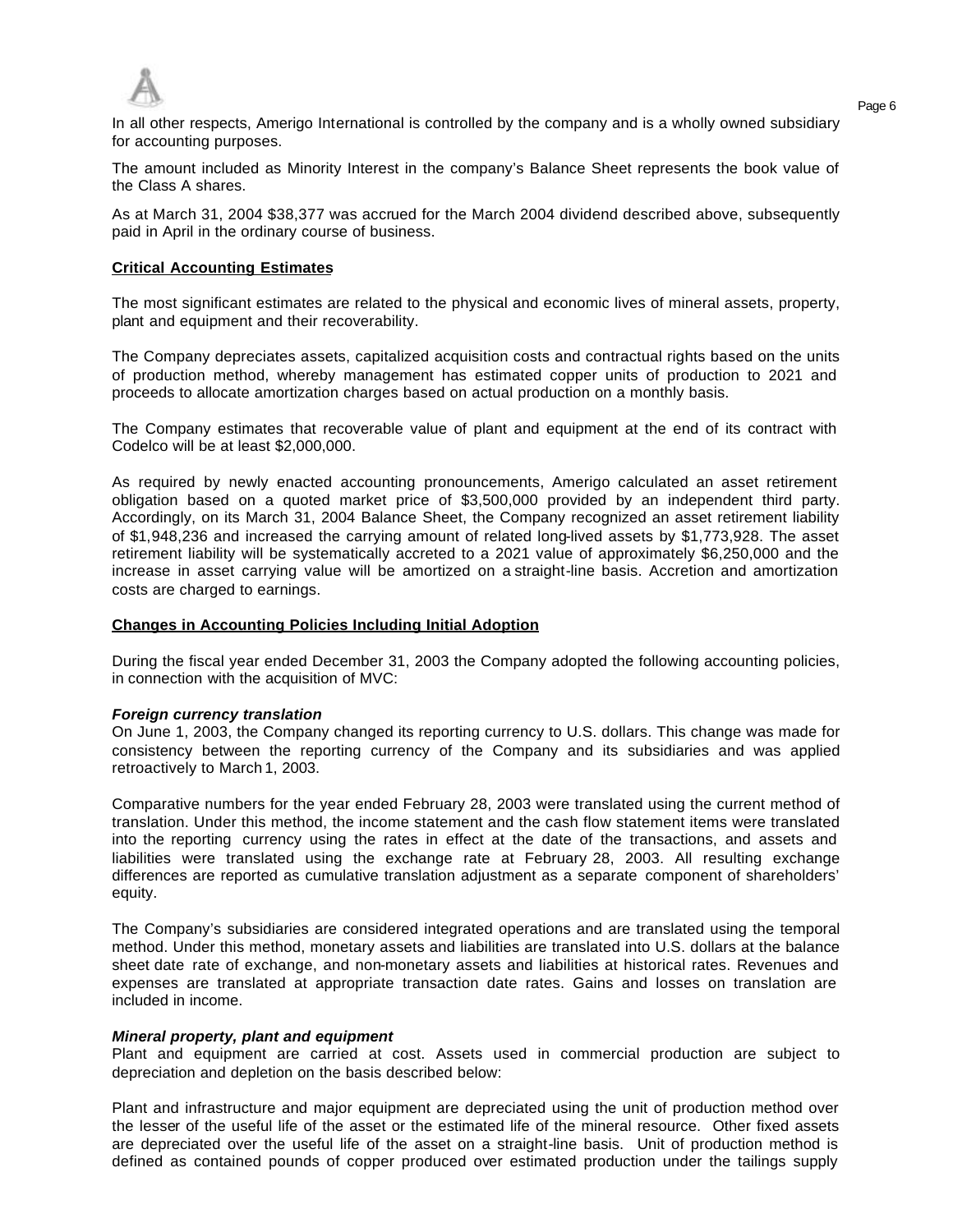In all other respects, Amerigo International is controlled by the company and is a wholly owned subsidiary for accounting purposes.

The amount included as Minority Interest in the company's Balance Sheet represents the book value of the Class A shares.

As at March 31, 2004 $38,377 was accrued for the March 2004 dividend described above, subsequently paid in April in the ordinary course of business.

## Critical Accounting Estimates

The most significant estimates are related to the physical and economic lives of mineral assets, property, plant and equipment and their recoverability.

The Company depreciates assets, capitalized acquisition costs and contractual rights based on the units of production method, whereby management has estimated copper units of production to 2021 and proceeds to allocate amortization charges based on actual production on a monthly basis.

The Company estimates that recoverable value of plant and equipment at the end of its contract with Codelco will be at least $2,000,000.

As required by newly enacted accounting pronouncements, Amerigo calculated an asset retirement obligation based on a quoted market price of $3,500,000 provided by an independent third party. Accordingly, on its March 31, 2004 Balance Sheet, the Company recognized an asset retirement liability of $1,948,236 and increased the carrying amount of related long-lived assets by $1,773,928. The asset retirement liability will be systematically accreted to a 2021 value of approximately $6,250,000 and the increase in asset carrying value will be amortized on a straight-line basis. Accretion and amortization costs are charged to earnings.

## Changes in Accounting Policies Including Initial Adoption

During the fiscal year ended December 31, 2003 the Company adopted the following accounting policies, in connection with the acquisition of MVC:

***Foreign currency translation***
On June 1, 2003, the Company changed its reporting currency to U.S. dollars. This change was made for consistency between the reporting currency of the Company and its subsidiaries and was applied retroactively to March 1, 2003.

Comparative numbers for the year ended February 28, 2003 were translated using the current method of translation. Under this method, the income statement and the cash flow statement items were translated into the reporting currency using the rates in effect at the date of the transactions, and assets and liabilities were translated using the exchange rate at February 28, 2003. All resulting exchange differences are reported as cumulative translation adjustment as a separate component of shareholders' equity.

The Company's subsidiaries are considered integrated operations and are translated using the temporal method. Under this method, monetary assets and liabilities are translated into U.S. dollars at the balance sheet date rate of exchange, and non-monetary assets and liabilities at historical rates. Revenues and expenses are translated at appropriate transaction date rates. Gains and losses on translation are included in income.

***Mineral property, plant and equipment***
Plant and equipment are carried at cost. Assets used in commercial production are subject to depreciation and depletion on the basis described below:

Plant and infrastructure and major equipment are depreciated using the unit of production method over the lesser of the useful life of the asset or the estimated life of the mineral resource. Other fixed assets are depreciated over the useful life of the asset on a straight-line basis. Unit of production method is defined as contained pounds of copper produced over estimated production under the tailings supply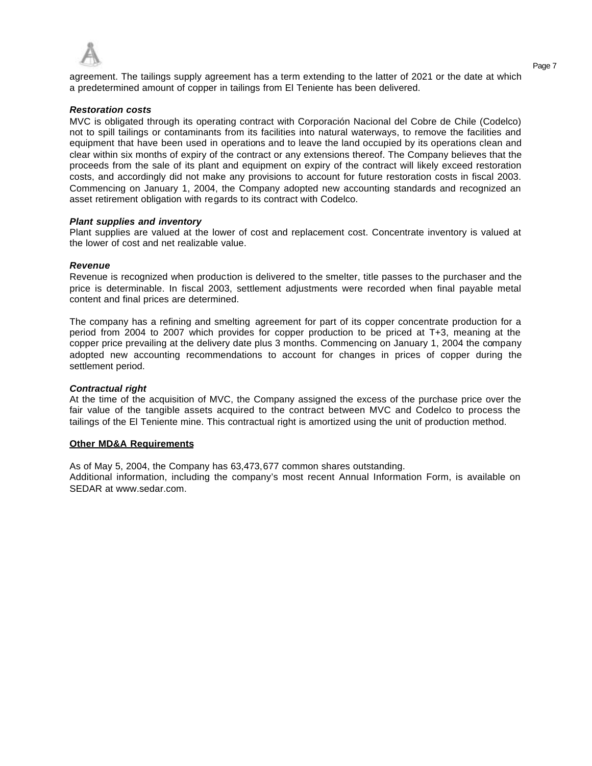agreement. The tailings supply agreement has a term extending to the latter of 2021 or the date at which a predetermined amount of copper in tailings from El Teniente has been delivered.

***Restoration costs***

MVC is obligated through its operating contract with Corporación Nacional del Cobre de Chile (Codelco) not to spill tailings or contaminants from its facilities into natural waterways, to remove the facilities and equipment that have been used in operations and to leave the land occupied by its operations clean and clear within six months of expiry of the contract or any extensions thereof. The Company believes that the proceeds from the sale of its plant and equipment on expiry of the contract will likely exceed restoration costs, and accordingly did not make any provisions to account for future restoration costs in fiscal 2003. Commencing on January 1, 2004, the Company adopted new accounting standards and recognized an asset retirement obligation with regards to its contract with Codelco.

***Plant supplies and inventory***

Plant supplies are valued at the lower of cost and replacement cost. Concentrate inventory is valued at the lower of cost and net realizable value.

***Revenue***

Revenue is recognized when production is delivered to the smelter, title passes to the purchaser and the price is determinable. In fiscal 2003, settlement adjustments were recorded when final payable metal content and final prices are determined.

The company has a refining and smelting agreement for part of its copper concentrate production for a period from 2004 to 2007 which provides for copper production to be priced at T+3, meaning at the copper price prevailing at the delivery date plus 3 months. Commencing on January 1, 2004 the company adopted new accounting recommendations to account for changes in prices of copper during the settlement period.

***Contractual right***

At the time of the acquisition of MVC, the Company assigned the excess of the purchase price over the fair value of the tangible assets acquired to the contract between MVC and Codelco to process the tailings of the El Teniente mine. This contractual right is amortized using the unit of production method.

**Other MD&A Requirements**

As of May 5, 2004, the Company has 63,473,677 common shares outstanding.
Additional information, including the company's most recent Annual Information Form, is available on SEDAR at www.sedar.com.